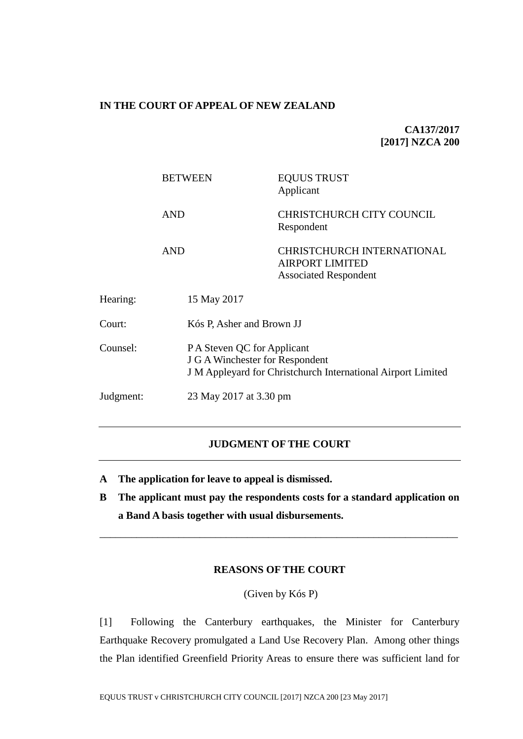**IN THE COURT OF APPEAL OF NEW ZEALAND**

**CA137/2017**
**[2017] NZCA 200**

| | |
|---|---|
| BETWEEN | EQUUS TRUST<br>Applicant |
| AND | CHRISTCHURCH CITY COUNCIL<br>Respondent |
| AND | CHRISTCHURCH INTERNATIONAL AIRPORT LIMITED<br>Associated Respondent |

| | |
|---|---|
| Hearing: | 15 May 2017 |
| Court: | Kós P, Asher and Brown JJ |
| Counsel: | P A Steven QC for Applicant<br>J G A Winchester for Respondent<br>J M Appleyard for Christchurch International Airport Limited |
| Judgment: | 23 May 2017 at 3.30 pm |

---

## JUDGMENT OF THE COURT

---

**A The application for leave to appeal is dismissed.**

**B The applicant must pay the respondents costs for a standard application on a Band A basis together with usual disbursements.**

---

## REASONS OF THE COURT

(Given by Kós P)

[1] Following the Canterbury earthquakes, the Minister for Canterbury Earthquake Recovery promulgated a Land Use Recovery Plan. Among other things the Plan identified Greenfield Priority Areas to ensure there was sufficient land for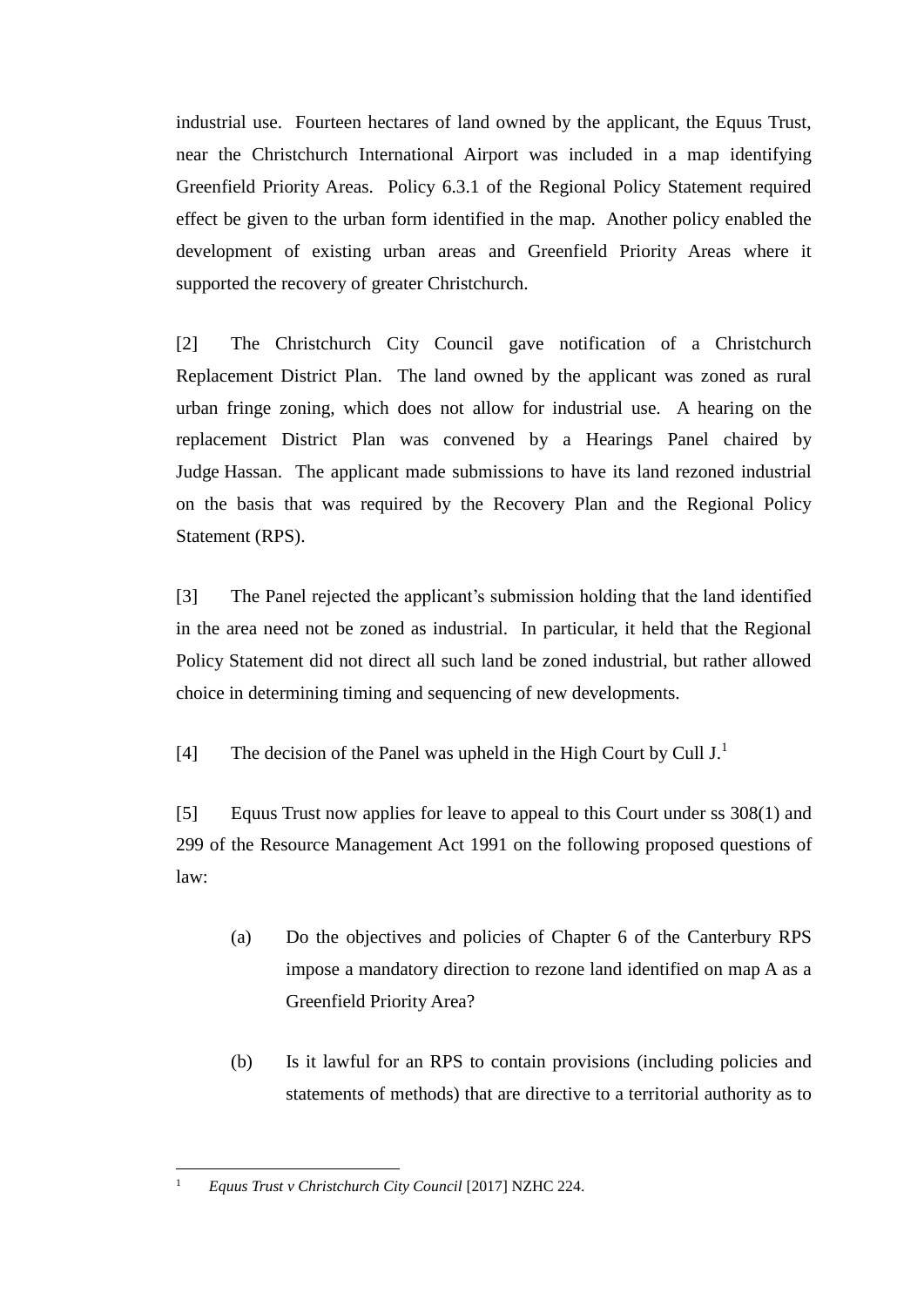industrial use. Fourteen hectares of land owned by the applicant, the Equus Trust, near the Christchurch International Airport was included in a map identifying Greenfield Priority Areas. Policy 6.3.1 of the Regional Policy Statement required effect be given to the urban form identified in the map. Another policy enabled the development of existing urban areas and Greenfield Priority Areas where it supported the recovery of greater Christchurch.

[2] The Christchurch City Council gave notification of a Christchurch Replacement District Plan. The land owned by the applicant was zoned as rural urban fringe zoning, which does not allow for industrial use. A hearing on the replacement District Plan was convened by a Hearings Panel chaired by Judge Hassan. The applicant made submissions to have its land rezoned industrial on the basis that was required by the Recovery Plan and the Regional Policy Statement (RPS).

[3] The Panel rejected the applicant's submission holding that the land identified in the area need not be zoned as industrial. In particular, it held that the Regional Policy Statement did not direct all such land be zoned industrial, but rather allowed choice in determining timing and sequencing of new developments.

[4] The decision of the Panel was upheld in the High Court by Cull J.[1]

[5] Equus Trust now applies for leave to appeal to this Court under ss 308(1) and 299 of the Resource Management Act 1991 on the following proposed questions of law:

> (a) Do the objectives and policies of Chapter 6 of the Canterbury RPS impose a mandatory direction to rezone land identified on map A as a Greenfield Priority Area?
>
> (b) Is it lawful for an RPS to contain provisions (including policies and statements of methods) that are directive to a territorial authority as to

---

[1] *Equus Trust v Christchurch City Council* [2017] NZHC 224.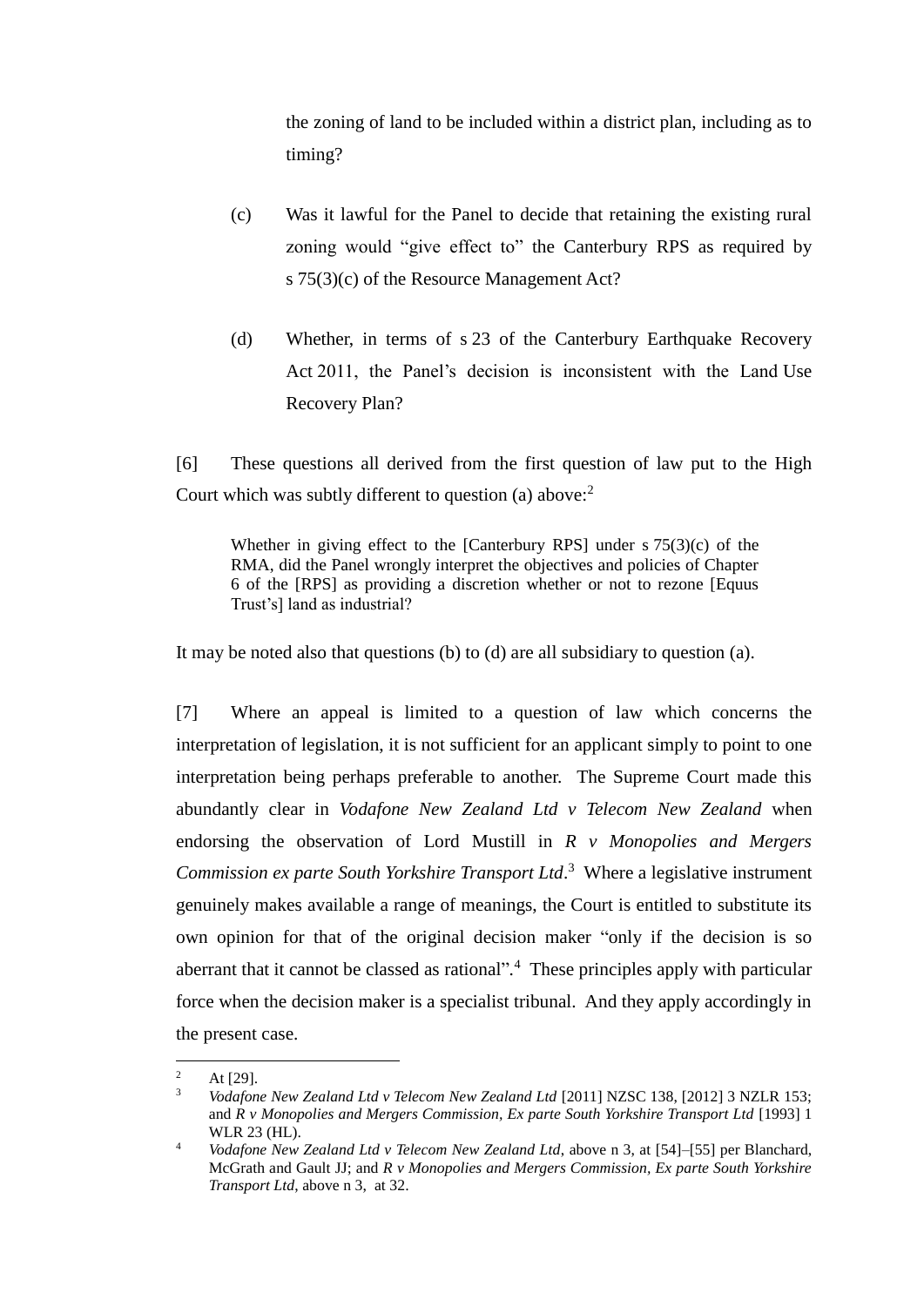the zoning of land to be included within a district plan, including as to timing?

(c) Was it lawful for the Panel to decide that retaining the existing rural zoning would "give effect to" the Canterbury RPS as required by s 75(3)(c) of the Resource Management Act?

(d) Whether, in terms of s 23 of the Canterbury Earthquake Recovery Act 2011, the Panel's decision is inconsistent with the Land Use Recovery Plan?

[6] These questions all derived from the first question of law put to the High Court which was subtly different to question (a) above:[2]

> Whether in giving effect to the [Canterbury RPS] under s 75(3)(c) of the RMA, did the Panel wrongly interpret the objectives and policies of Chapter 6 of the [RPS] as providing a discretion whether or not to rezone [Equus Trust's] land as industrial?

It may be noted also that questions (b) to (d) are all subsidiary to question (a).

[7] Where an appeal is limited to a question of law which concerns the interpretation of legislation, it is not sufficient for an applicant simply to point to one interpretation being perhaps preferable to another. The Supreme Court made this abundantly clear in *Vodafone New Zealand Ltd v Telecom New Zealand* when endorsing the observation of Lord Mustill in *R v Monopolies and Mergers Commission ex parte South Yorkshire Transport Ltd*.[3] Where a legislative instrument genuinely makes available a range of meanings, the Court is entitled to substitute its own opinion for that of the original decision maker "only if the decision is so aberrant that it cannot be classed as rational".[4] These principles apply with particular force when the decision maker is a specialist tribunal. And they apply accordingly in the present case.

---

[2] At [29].

[3] *Vodafone New Zealand Ltd v Telecom New Zealand Ltd* [2011] NZSC 138, [2012] 3 NZLR 153; and *R v Monopolies and Mergers Commission, Ex parte South Yorkshire Transport Ltd* [1993] 1 WLR 23 (HL).

[4] *Vodafone New Zealand Ltd v Telecom New Zealand Ltd*, above n 3, at [54]–[55] per Blanchard, McGrath and Gault JJ; and *R v Monopolies and Mergers Commission, Ex parte South Yorkshire Transport Ltd*, above n 3, at 32.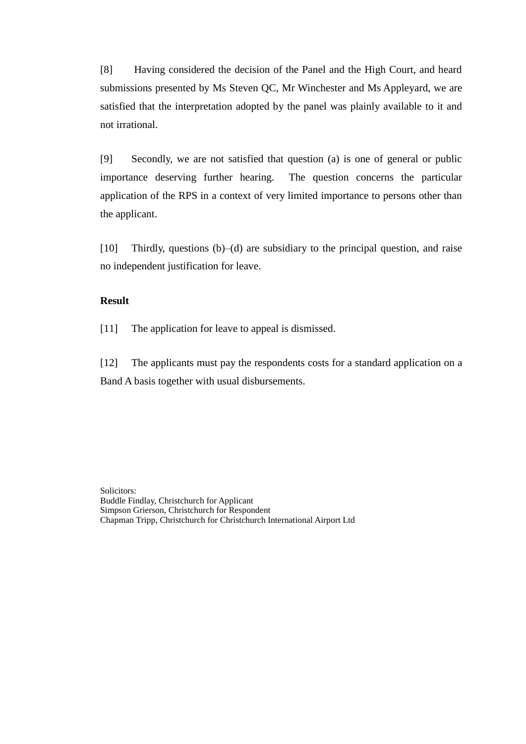[8] Having considered the decision of the Panel and the High Court, and heard submissions presented by Ms Steven QC, Mr Winchester and Ms Appleyard, we are satisfied that the interpretation adopted by the panel was plainly available to it and not irrational.

[9] Secondly, we are not satisfied that question (a) is one of general or public importance deserving further hearing. The question concerns the particular application of the RPS in a context of very limited importance to persons other than the applicant.

[10] Thirdly, questions (b)–(d) are subsidiary to the principal question, and raise no independent justification for leave.

**Result**

[11] The application for leave to appeal is dismissed.

[12] The applicants must pay the respondents costs for a standard application on a Band A basis together with usual disbursements.

Solicitors:
Buddle Findlay, Christchurch for Applicant
Simpson Grierson, Christchurch for Respondent
Chapman Tripp, Christchurch for Christchurch International Airport Ltd